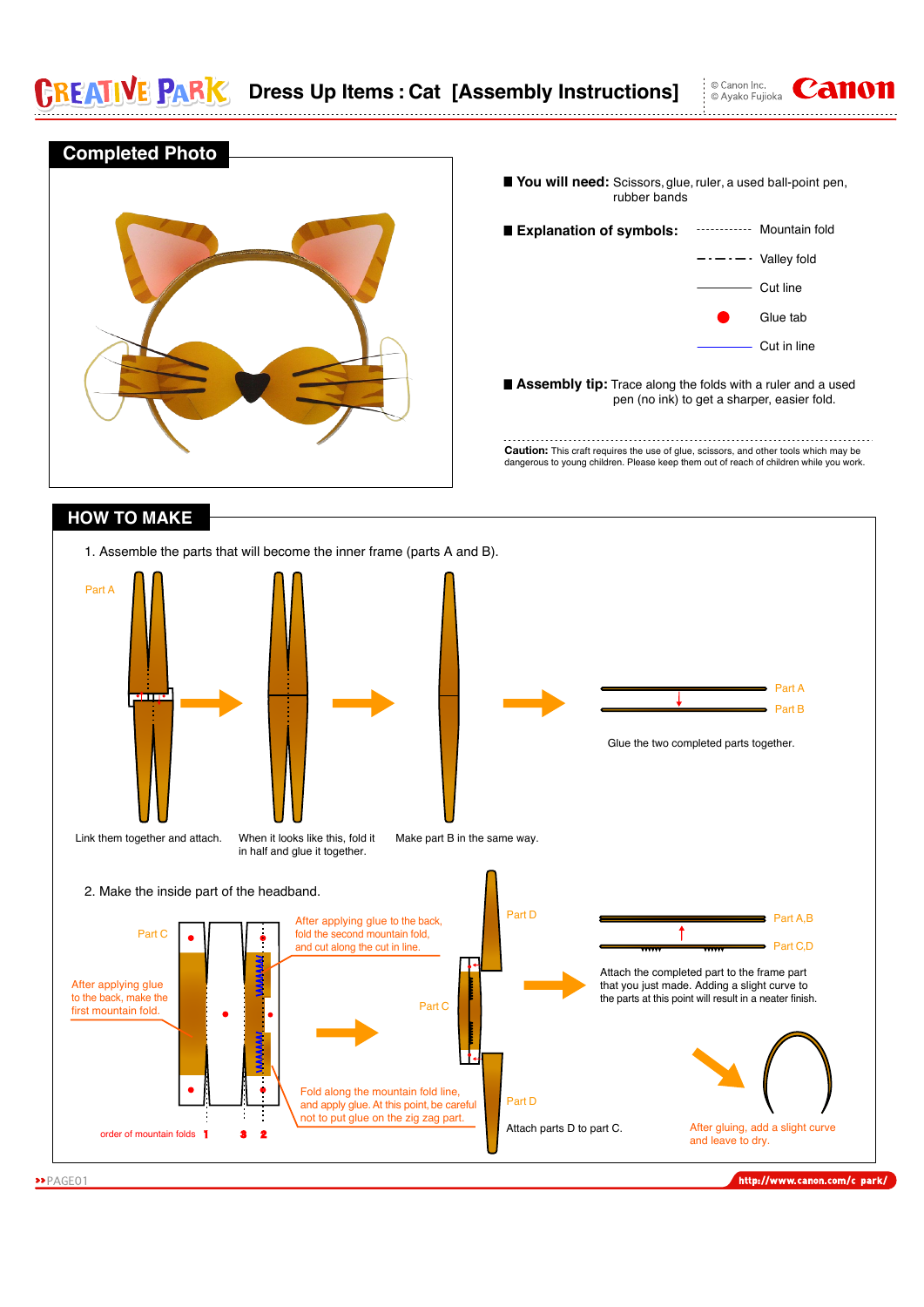# Dress Up Items : Cat [Assembly Instructions]

© Canon Inc.
© Ayako Fujioka

## Completed Photo

**You will need:** Scissors, glue, ruler, a used ball-point pen, rubber bands

**Explanation of symbols:**

- Mountain fold
- Valley fold
- Cut line
- Glue tab
- Cut in line

**Assembly tip:** Trace along the folds with a ruler and a used pen (no ink) to get a sharper, easier fold.

**Caution:** This craft requires the use of glue, scissors, and other tools which may be dangerous to young children. Please keep them out of reach of children while you work.

## HOW TO MAKE

1. Assemble the parts that will become the inner frame (parts A and B).

Part A

Link them together and attach.

When it looks like this, fold it in half and glue it together.

Make part B in the same way.

Part A

Part B

Glue the two completed parts together.

2. Make the inside part of the headband.

Part C

After applying glue to the back, make the first mountain fold.

After applying glue to the back, fold the second mountain fold, and cut along the cut in line.

Fold along the mountain fold line, and apply glue. At this point, be careful not to put glue on the zig zag part.

order of mountain folds 1 3 2

Part D

Part C

Part D

Attach parts D to part C.

Part A,B

Part C,D

Attach the completed part to the frame part that you just made. Adding a slight curve to the parts at this point will result in a neater finish.

After gluing, add a slight curve and leave to dry.

http://www.canon.com/c park/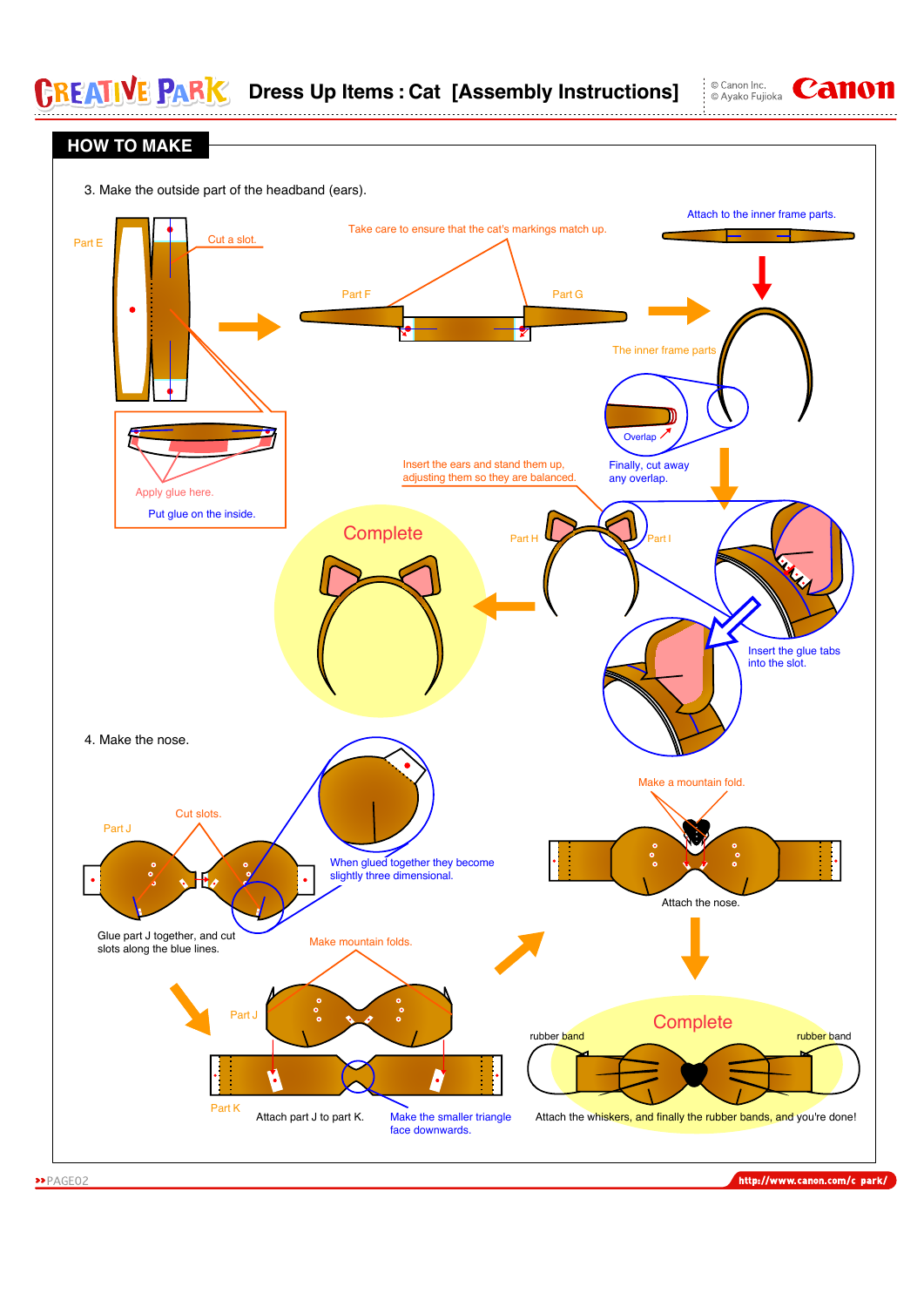# Dress Up Items : Cat [Assembly Instructions]

© Canon Inc.
© Ayako Fujioka

## HOW TO MAKE

3. Make the outside part of the headband (ears).

Part E

Cut a slot.

Apply glue here.

Put glue on the inside.

Take care to ensure that the cat's markings match up.

Part F

Part G

Attach to the inner frame parts.

The inner frame parts

Overlap

Finally, cut away any overlap.

Insert the ears and stand them up, adjusting them so they are balanced.

Part H

Part I

Insert the glue tabs into the slot.

Complete

4. Make the nose.

Part J

Cut slots.

When glued together they become slightly three dimensional.

Glue part J together, and cut slots along the blue lines.

Make a mountain fold.

Attach the nose.

Make mountain folds.

Part J

Part K

Attach part J to part K.

Make the smaller triangle face downwards.

Complete

rubber band

rubber band

Attach the whiskers, and finally the rubber bands, and you're done!

http://www.canon.com/c park/